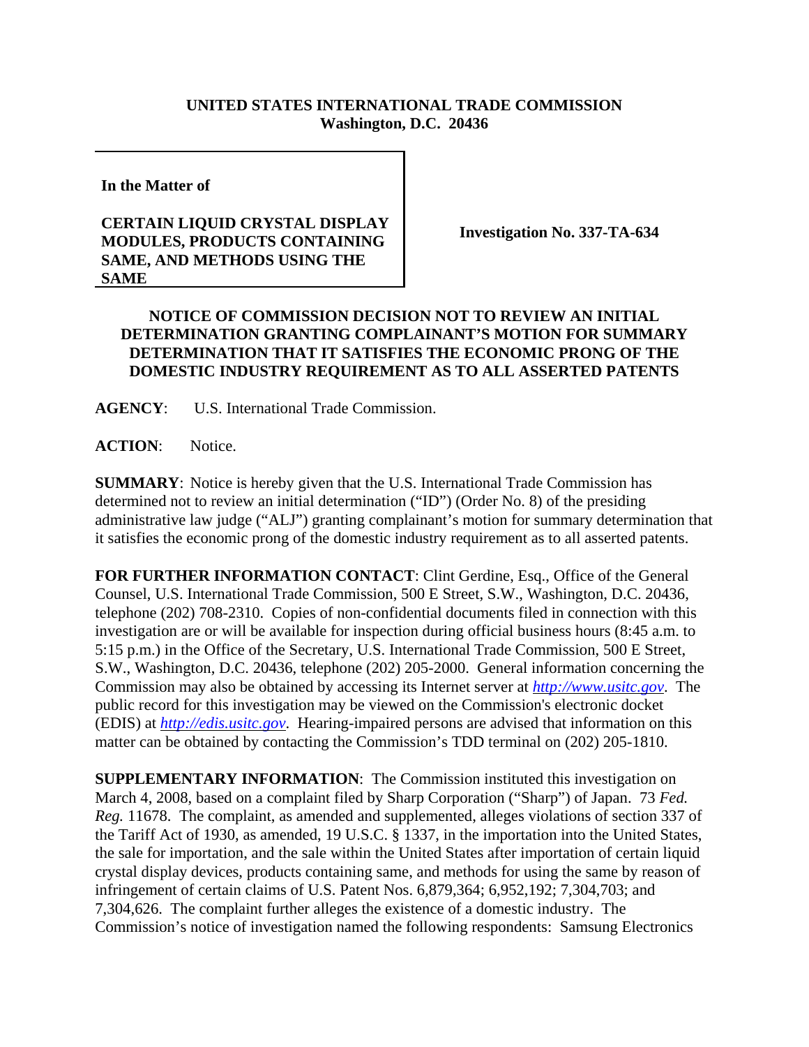**UNITED STATES INTERNATIONAL TRADE COMMISSION**
**Washington, D.C. 20436**

**In the Matter of**

**CERTAIN LIQUID CRYSTAL DISPLAY MODULES, PRODUCTS CONTAINING SAME, AND METHODS USING THE SAME**

**Investigation No. 337-TA-634**

**NOTICE OF COMMISSION DECISION NOT TO REVIEW AN INITIAL DETERMINATION GRANTING COMPLAINANT'S MOTION FOR SUMMARY DETERMINATION THAT IT SATISFIES THE ECONOMIC PRONG OF THE DOMESTIC INDUSTRY REQUIREMENT AS TO ALL ASSERTED PATENTS**

**AGENCY**: U.S. International Trade Commission.

**ACTION**: Notice.

**SUMMARY**: Notice is hereby given that the U.S. International Trade Commission has determined not to review an initial determination ("ID") (Order No. 8) of the presiding administrative law judge ("ALJ") granting complainant's motion for summary determination that it satisfies the economic prong of the domestic industry requirement as to all asserted patents.

**FOR FURTHER INFORMATION CONTACT**: Clint Gerdine, Esq., Office of the General Counsel, U.S. International Trade Commission, 500 E Street, S.W., Washington, D.C. 20436, telephone (202) 708-2310. Copies of non-confidential documents filed in connection with this investigation are or will be available for inspection during official business hours (8:45 a.m. to 5:15 p.m.) in the Office of the Secretary, U.S. International Trade Commission, 500 E Street, S.W., Washington, D.C. 20436, telephone (202) 205-2000. General information concerning the Commission may also be obtained by accessing its Internet server at *http://www.usitc.gov*. The public record for this investigation may be viewed on the Commission's electronic docket (EDIS) at *http://edis.usitc.gov*. Hearing-impaired persons are advised that information on this matter can be obtained by contacting the Commission's TDD terminal on (202) 205-1810.

**SUPPLEMENTARY INFORMATION**: The Commission instituted this investigation on March 4, 2008, based on a complaint filed by Sharp Corporation ("Sharp") of Japan. 73 *Fed. Reg.* 11678. The complaint, as amended and supplemented, alleges violations of section 337 of the Tariff Act of 1930, as amended, 19 U.S.C. § 1337, in the importation into the United States, the sale for importation, and the sale within the United States after importation of certain liquid crystal display devices, products containing same, and methods for using the same by reason of infringement of certain claims of U.S. Patent Nos. 6,879,364; 6,952,192; 7,304,703; and 7,304,626. The complaint further alleges the existence of a domestic industry. The Commission's notice of investigation named the following respondents: Samsung Electronics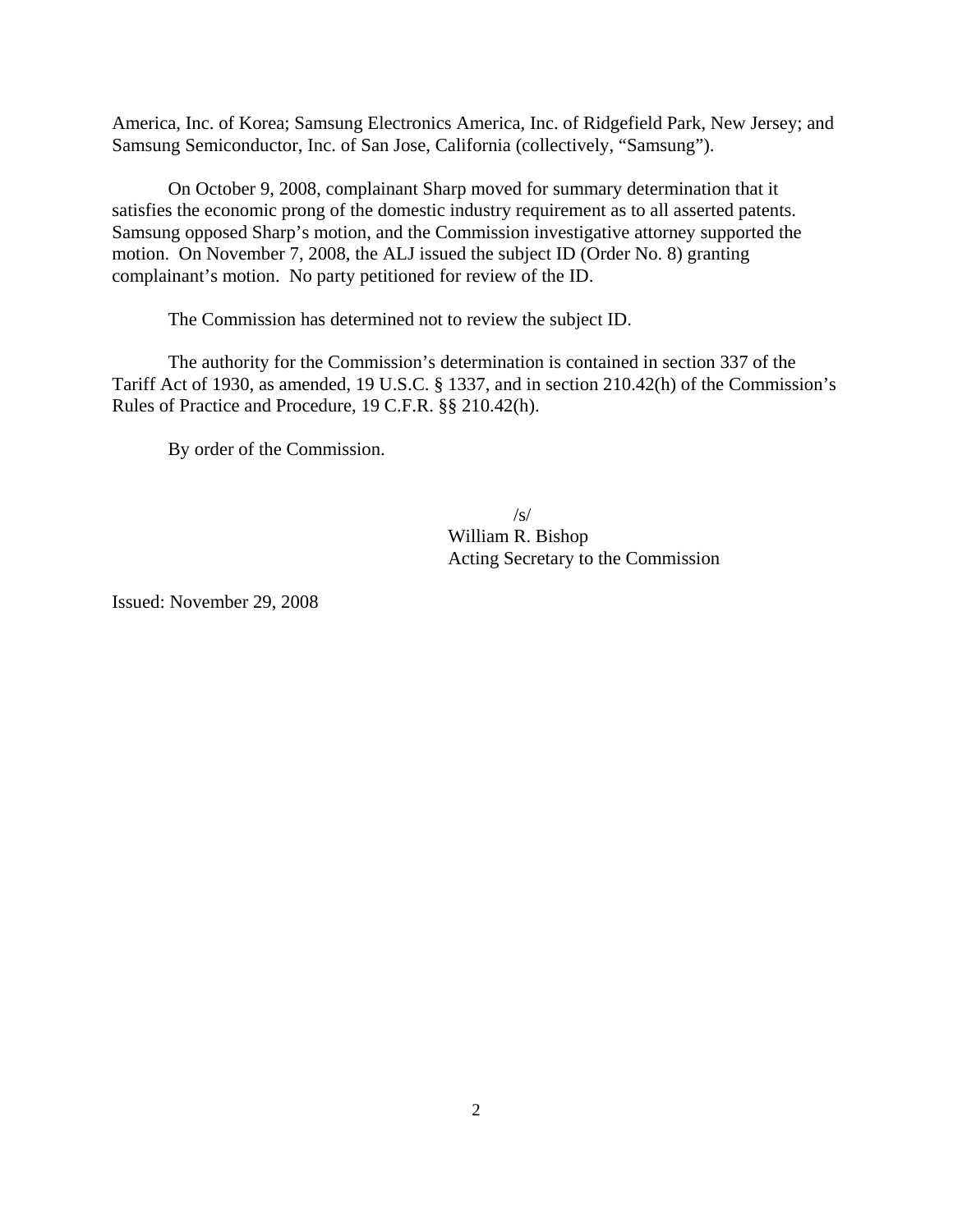America, Inc. of Korea; Samsung Electronics America, Inc. of Ridgefield Park, New Jersey; and Samsung Semiconductor, Inc. of San Jose, California (collectively, "Samsung").

On October 9, 2008, complainant Sharp moved for summary determination that it satisfies the economic prong of the domestic industry requirement as to all asserted patents. Samsung opposed Sharp's motion, and the Commission investigative attorney supported the motion. On November 7, 2008, the ALJ issued the subject ID (Order No. 8) granting complainant's motion. No party petitioned for review of the ID.

The Commission has determined not to review the subject ID.

The authority for the Commission's determination is contained in section 337 of the Tariff Act of 1930, as amended, 19 U.S.C. § 1337, and in section 210.42(h) of the Commission's Rules of Practice and Procedure, 19 C.F.R. §§ 210.42(h).

By order of the Commission.

/s/
William R. Bishop
Acting Secretary to the Commission

Issued: November 29, 2008